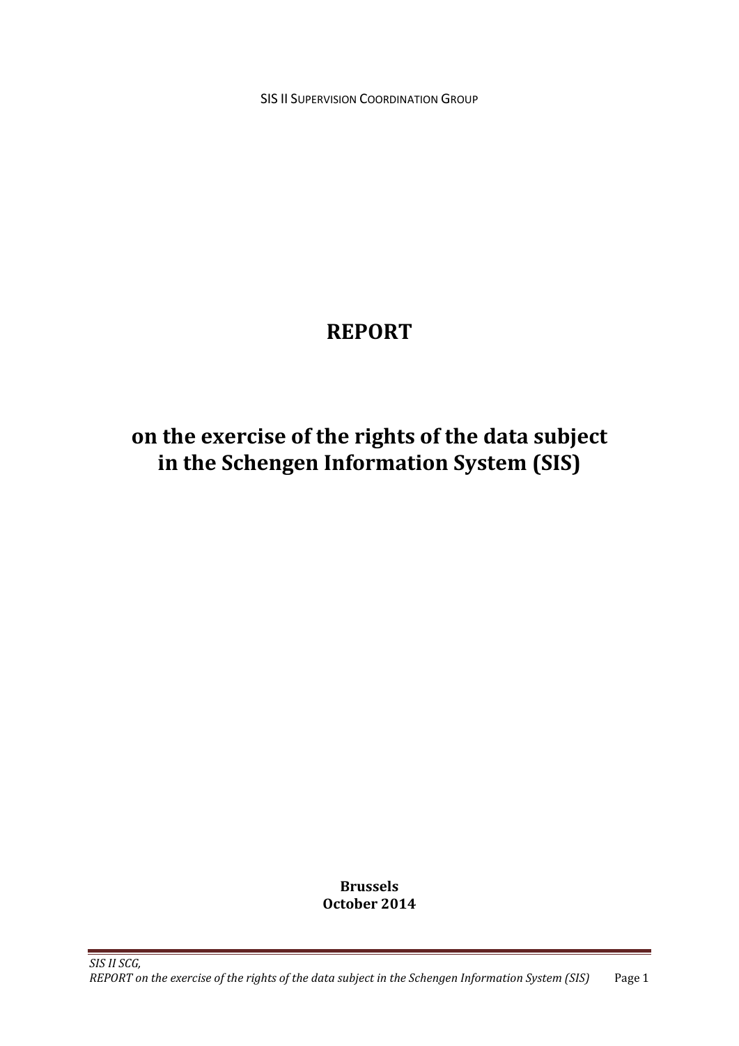SIS II SUPERVISION COORDINATION GROUP

# REPORT

# on the exercise of the rights of the data subject in the Schengen Information System (SIS)

**Brussels**
**October 2014**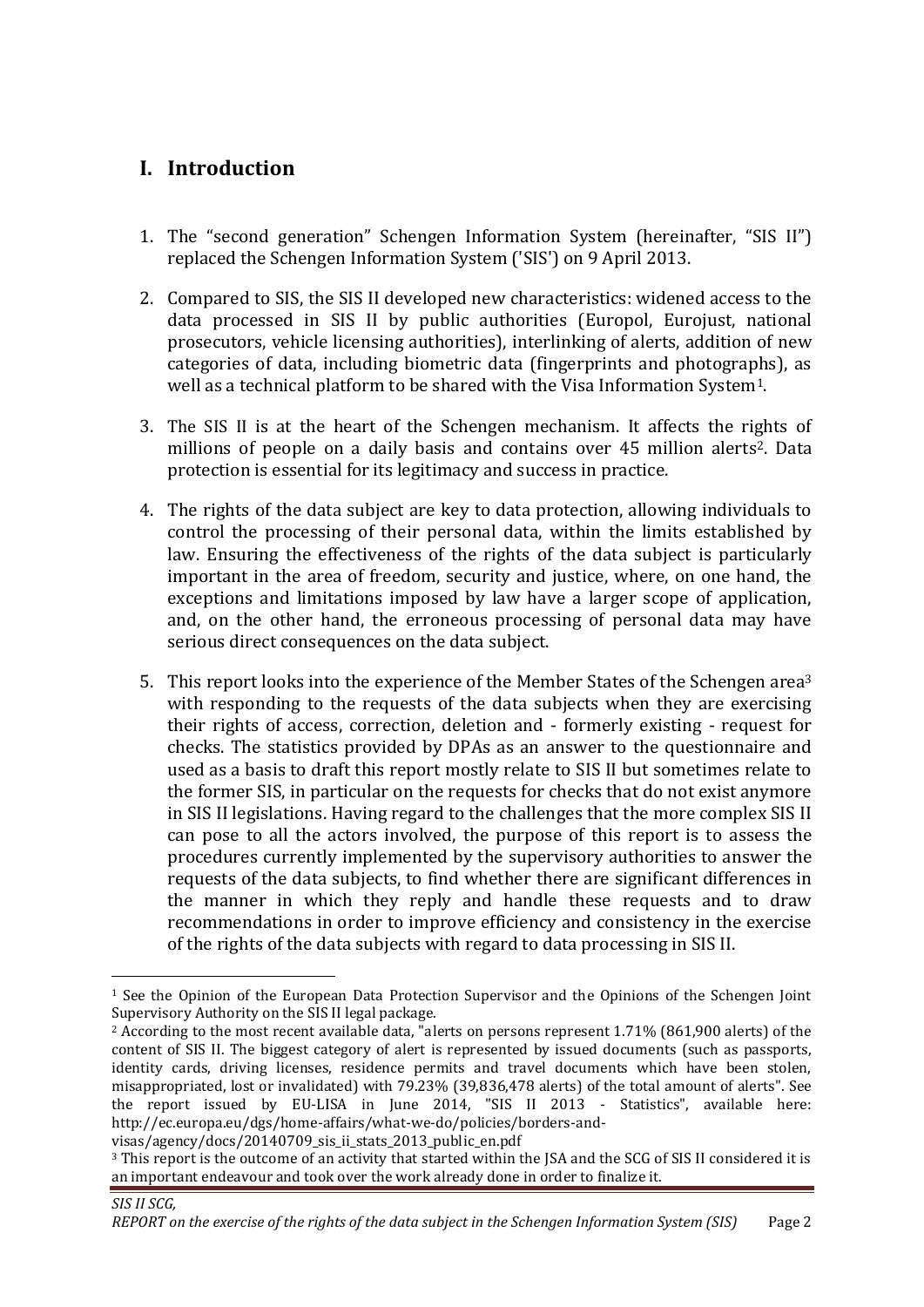## I. Introduction

1. The "second generation" Schengen Information System (hereinafter, "SIS II") replaced the Schengen Information System ('SIS') on 9 April 2013.

2. Compared to SIS, the SIS II developed new characteristics: widened access to the data processed in SIS II by public authorities (Europol, Eurojust, national prosecutors, vehicle licensing authorities), interlinking of alerts, addition of new categories of data, including biometric data (fingerprints and photographs), as well as a technical platform to be shared with the Visa Information System[1].

3. The SIS II is at the heart of the Schengen mechanism. It affects the rights of millions of people on a daily basis and contains over 45 million alerts[2]. Data protection is essential for its legitimacy and success in practice.

4. The rights of the data subject are key to data protection, allowing individuals to control the processing of their personal data, within the limits established by law. Ensuring the effectiveness of the rights of the data subject is particularly important in the area of freedom, security and justice, where, on one hand, the exceptions and limitations imposed by law have a larger scope of application, and, on the other hand, the erroneous processing of personal data may have serious direct consequences on the data subject.

5. This report looks into the experience of the Member States of the Schengen area[3] with responding to the requests of the data subjects when they are exercising their rights of access, correction, deletion and - formerly existing - request for checks. The statistics provided by DPAs as an answer to the questionnaire and used as a basis to draft this report mostly relate to SIS II but sometimes relate to the former SIS, in particular on the requests for checks that do not exist anymore in SIS II legislations. Having regard to the challenges that the more complex SIS II can pose to all the actors involved, the purpose of this report is to assess the procedures currently implemented by the supervisory authorities to answer the requests of the data subjects, to find whether there are significant differences in the manner in which they reply and handle these requests and to draw recommendations in order to improve efficiency and consistency in the exercise of the rights of the data subjects with regard to data processing in SIS II.

---

[1] See the Opinion of the European Data Protection Supervisor and the Opinions of the Schengen Joint Supervisory Authority on the SIS II legal package.

[2] According to the most recent available data, "alerts on persons represent 1.71% (861,900 alerts) of the content of SIS II. The biggest category of alert is represented by issued documents (such as passports, identity cards, driving licenses, residence permits and travel documents which have been stolen, misappropriated, lost or invalidated) with 79.23% (39,836,478 alerts) of the total amount of alerts". See the report issued by EU-LISA in June 2014, "SIS II 2013 - Statistics", available here: http://ec.europa.eu/dgs/home-affairs/what-we-do/policies/borders-and-visas/agency/docs/20140709_sis_ii_stats_2013_public_en.pdf

[3] This report is the outcome of an activity that started within the JSA and the SCG of SIS II considered it is an important endeavour and took over the work already done in order to finalize it.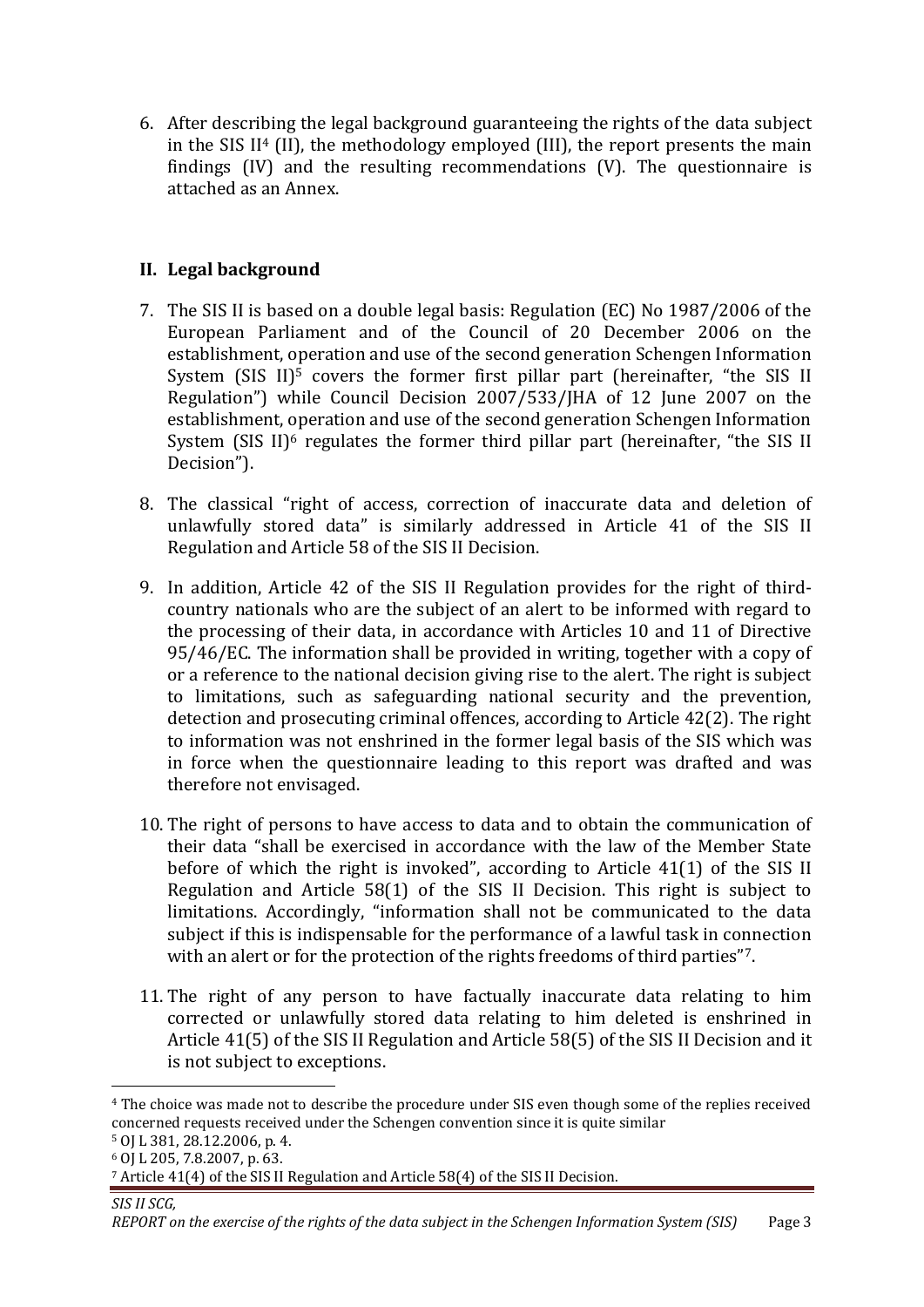6. After describing the legal background guaranteeing the rights of the data subject in the SIS II[4] (II), the methodology employed (III), the report presents the main findings (IV) and the resulting recommendations (V). The questionnaire is attached as an Annex.

## II. Legal background

7. The SIS II is based on a double legal basis: Regulation (EC) No 1987/2006 of the European Parliament and of the Council of 20 December 2006 on the establishment, operation and use of the second generation Schengen Information System (SIS II)[5] covers the former first pillar part (hereinafter, "the SIS II Regulation") while Council Decision 2007/533/JHA of 12 June 2007 on the establishment, operation and use of the second generation Schengen Information System (SIS II)[6] regulates the former third pillar part (hereinafter, "the SIS II Decision").

8. The classical "right of access, correction of inaccurate data and deletion of unlawfully stored data" is similarly addressed in Article 41 of the SIS II Regulation and Article 58 of the SIS II Decision.

9. In addition, Article 42 of the SIS II Regulation provides for the right of third-country nationals who are the subject of an alert to be informed with regard to the processing of their data, in accordance with Articles 10 and 11 of Directive 95/46/EC. The information shall be provided in writing, together with a copy of or a reference to the national decision giving rise to the alert. The right is subject to limitations, such as safeguarding national security and the prevention, detection and prosecuting criminal offences, according to Article 42(2). The right to information was not enshrined in the former legal basis of the SIS which was in force when the questionnaire leading to this report was drafted and was therefore not envisaged.

10. The right of persons to have access to data and to obtain the communication of their data "shall be exercised in accordance with the law of the Member State before of which the right is invoked", according to Article 41(1) of the SIS II Regulation and Article 58(1) of the SIS II Decision. This right is subject to limitations. Accordingly, "information shall not be communicated to the data subject if this is indispensable for the performance of a lawful task in connection with an alert or for the protection of the rights freedoms of third parties"[7].

11. The right of any person to have factually inaccurate data relating to him corrected or unlawfully stored data relating to him deleted is enshrined in Article 41(5) of the SIS II Regulation and Article 58(5) of the SIS II Decision and it is not subject to exceptions.

---

[4] The choice was made not to describe the procedure under SIS even though some of the replies received concerned requests received under the Schengen convention since it is quite similar

[5] OJ L 381, 28.12.2006, p. 4.

[6] OJ L 205, 7.8.2007, p. 63.

[7] Article 41(4) of the SIS II Regulation and Article 58(4) of the SIS II Decision.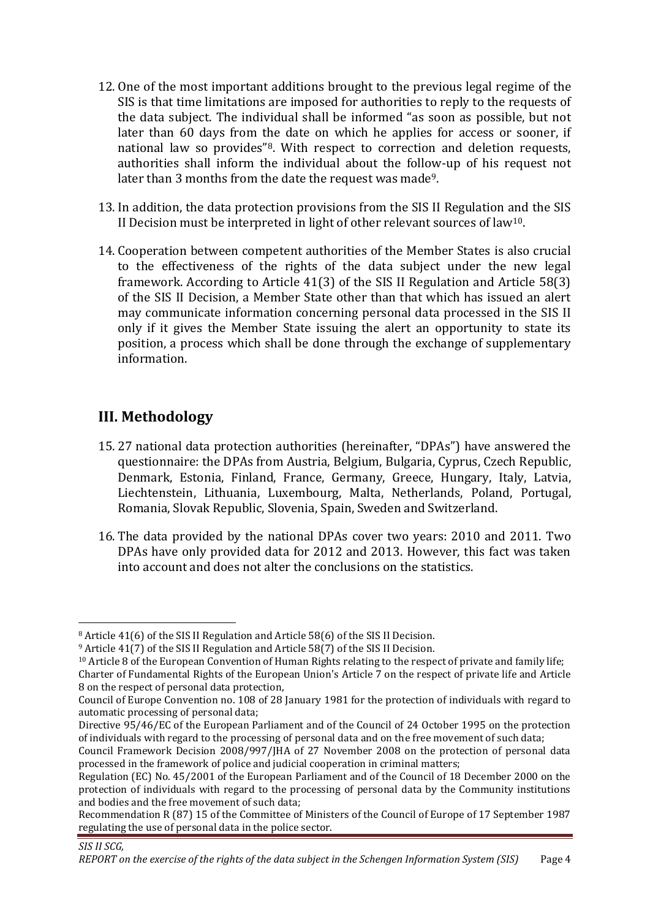12. One of the most important additions brought to the previous legal regime of the SIS is that time limitations are imposed for authorities to reply to the requests of the data subject. The individual shall be informed "as soon as possible, but not later than 60 days from the date on which he applies for access or sooner, if national law so provides"[8]. With respect to correction and deletion requests, authorities shall inform the individual about the follow-up of his request not later than 3 months from the date the request was made[9].

13. In addition, the data protection provisions from the SIS II Regulation and the SIS II Decision must be interpreted in light of other relevant sources of law[10].

14. Cooperation between competent authorities of the Member States is also crucial to the effectiveness of the rights of the data subject under the new legal framework. According to Article 41(3) of the SIS II Regulation and Article 58(3) of the SIS II Decision, a Member State other than that which has issued an alert may communicate information concerning personal data processed in the SIS II only if it gives the Member State issuing the alert an opportunity to state its position, a process which shall be done through the exchange of supplementary information.

## III. Methodology

15. 27 national data protection authorities (hereinafter, "DPAs") have answered the questionnaire: the DPAs from Austria, Belgium, Bulgaria, Cyprus, Czech Republic, Denmark, Estonia, Finland, France, Germany, Greece, Hungary, Italy, Latvia, Liechtenstein, Lithuania, Luxembourg, Malta, Netherlands, Poland, Portugal, Romania, Slovak Republic, Slovenia, Spain, Sweden and Switzerland.

16. The data provided by the national DPAs cover two years: 2010 and 2011. Two DPAs have only provided data for 2012 and 2013. However, this fact was taken into account and does not alter the conclusions on the statistics.

---

[8] Article 41(6) of the SIS II Regulation and Article 58(6) of the SIS II Decision.

[9] Article 41(7) of the SIS II Regulation and Article 58(7) of the SIS II Decision.

[10] Article 8 of the European Convention of Human Rights relating to the respect of private and family life; Charter of Fundamental Rights of the European Union's Article 7 on the respect of private life and Article 8 on the respect of personal data protection,
Council of Europe Convention no. 108 of 28 January 1981 for the protection of individuals with regard to automatic processing of personal data;
Directive 95/46/EC of the European Parliament and of the Council of 24 October 1995 on the protection of individuals with regard to the processing of personal data and on the free movement of such data;
Council Framework Decision 2008/997/JHA of 27 November 2008 on the protection of personal data processed in the framework of police and judicial cooperation in criminal matters;
Regulation (EC) No. 45/2001 of the European Parliament and of the Council of 18 December 2000 on the protection of individuals with regard to the processing of personal data by the Community institutions and bodies and the free movement of such data;
Recommendation R (87) 15 of the Committee of Ministers of the Council of Europe of 17 September 1987 regulating the use of personal data in the police sector.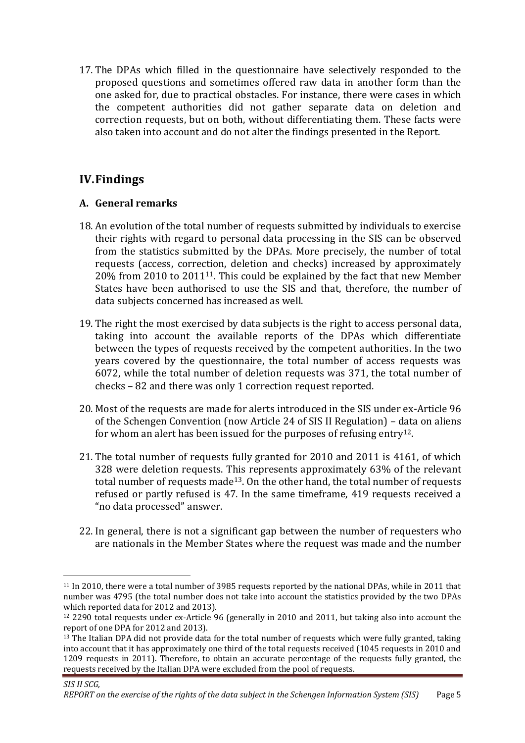17. The DPAs which filled in the questionnaire have selectively responded to the proposed questions and sometimes offered raw data in another form than the one asked for, due to practical obstacles. For instance, there were cases in which the competent authorities did not gather separate data on deletion and correction requests, but on both, without differentiating them. These facts were also taken into account and do not alter the findings presented in the Report.

## IV. Findings

### A. General remarks

18. An evolution of the total number of requests submitted by individuals to exercise their rights with regard to personal data processing in the SIS can be observed from the statistics submitted by the DPAs. More precisely, the number of total requests (access, correction, deletion and checks) increased by approximately 20% from 2010 to 2011[11]. This could be explained by the fact that new Member States have been authorised to use the SIS and that, therefore, the number of data subjects concerned has increased as well.

19. The right the most exercised by data subjects is the right to access personal data, taking into account the available reports of the DPAs which differentiate between the types of requests received by the competent authorities. In the two years covered by the questionnaire, the total number of access requests was 6072, while the total number of deletion requests was 371, the total number of checks – 82 and there was only 1 correction request reported.

20. Most of the requests are made for alerts introduced in the SIS under ex-Article 96 of the Schengen Convention (now Article 24 of SIS II Regulation) – data on aliens for whom an alert has been issued for the purposes of refusing entry[12].

21. The total number of requests fully granted for 2010 and 2011 is 4161, of which 328 were deletion requests. This represents approximately 63% of the relevant total number of requests made[13]. On the other hand, the total number of requests refused or partly refused is 47. In the same timeframe, 419 requests received a "no data processed" answer.

22. In general, there is not a significant gap between the number of requesters who are nationals in the Member States where the request was made and the number

---

[11] In 2010, there were a total number of 3985 requests reported by the national DPAs, while in 2011 that number was 4795 (the total number does not take into account the statistics provided by the two DPAs which reported data for 2012 and 2013).

[12] 2290 total requests under ex-Article 96 (generally in 2010 and 2011, but taking also into account the report of one DPA for 2012 and 2013).

[13] The Italian DPA did not provide data for the total number of requests which were fully granted, taking into account that it has approximately one third of the total requests received (1045 requests in 2010 and 1209 requests in 2011). Therefore, to obtain an accurate percentage of the requests fully granted, the requests received by the Italian DPA were excluded from the pool of requests.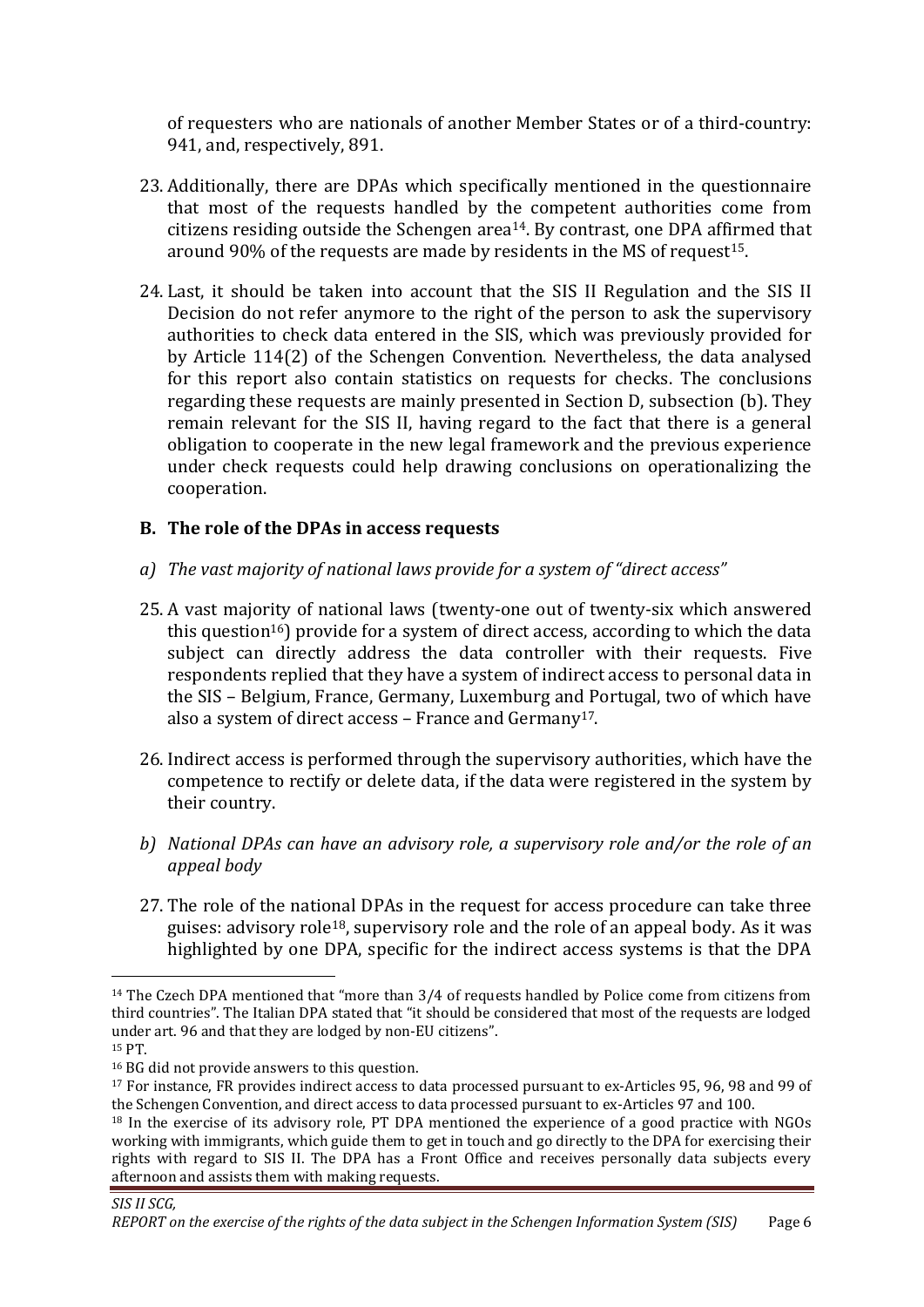of requesters who are nationals of another Member States or of a third-country: 941, and, respectively, 891.

23. Additionally, there are DPAs which specifically mentioned in the questionnaire that most of the requests handled by the competent authorities come from citizens residing outside the Schengen area[14]. By contrast, one DPA affirmed that around 90% of the requests are made by residents in the MS of request[15].

24. Last, it should be taken into account that the SIS II Regulation and the SIS II Decision do not refer anymore to the right of the person to ask the supervisory authorities to check data entered in the SIS, which was previously provided for by Article 114(2) of the Schengen Convention. Nevertheless, the data analysed for this report also contain statistics on requests for checks. The conclusions regarding these requests are mainly presented in Section D, subsection (b). They remain relevant for the SIS II, having regard to the fact that there is a general obligation to cooperate in the new legal framework and the previous experience under check requests could help drawing conclusions on operationalizing the cooperation.

## B. The role of the DPAs in access requests

*a) The vast majority of national laws provide for a system of "direct access"*

25. A vast majority of national laws (twenty-one out of twenty-six which answered this question[16]) provide for a system of direct access, according to which the data subject can directly address the data controller with their requests. Five respondents replied that they have a system of indirect access to personal data in the SIS – Belgium, France, Germany, Luxemburg and Portugal, two of which have also a system of direct access – France and Germany[17].

26. Indirect access is performed through the supervisory authorities, which have the competence to rectify or delete data, if the data were registered in the system by their country.

*b) National DPAs can have an advisory role, a supervisory role and/or the role of an appeal body*

27. The role of the national DPAs in the request for access procedure can take three guises: advisory role[18], supervisory role and the role of an appeal body. As it was highlighted by one DPA, specific for the indirect access systems is that the DPA

---

[14] The Czech DPA mentioned that "more than 3/4 of requests handled by Police come from citizens from third countries". The Italian DPA stated that "it should be considered that most of the requests are lodged under art. 96 and that they are lodged by non-EU citizens".

[15] PT.

[16] BG did not provide answers to this question.

[17] For instance, FR provides indirect access to data processed pursuant to ex-Articles 95, 96, 98 and 99 of the Schengen Convention, and direct access to data processed pursuant to ex-Articles 97 and 100.

[18] In the exercise of its advisory role, PT DPA mentioned the experience of a good practice with NGOs working with immigrants, which guide them to get in touch and go directly to the DPA for exercising their rights with regard to SIS II. The DPA has a Front Office and receives personally data subjects every afternoon and assists them with making requests.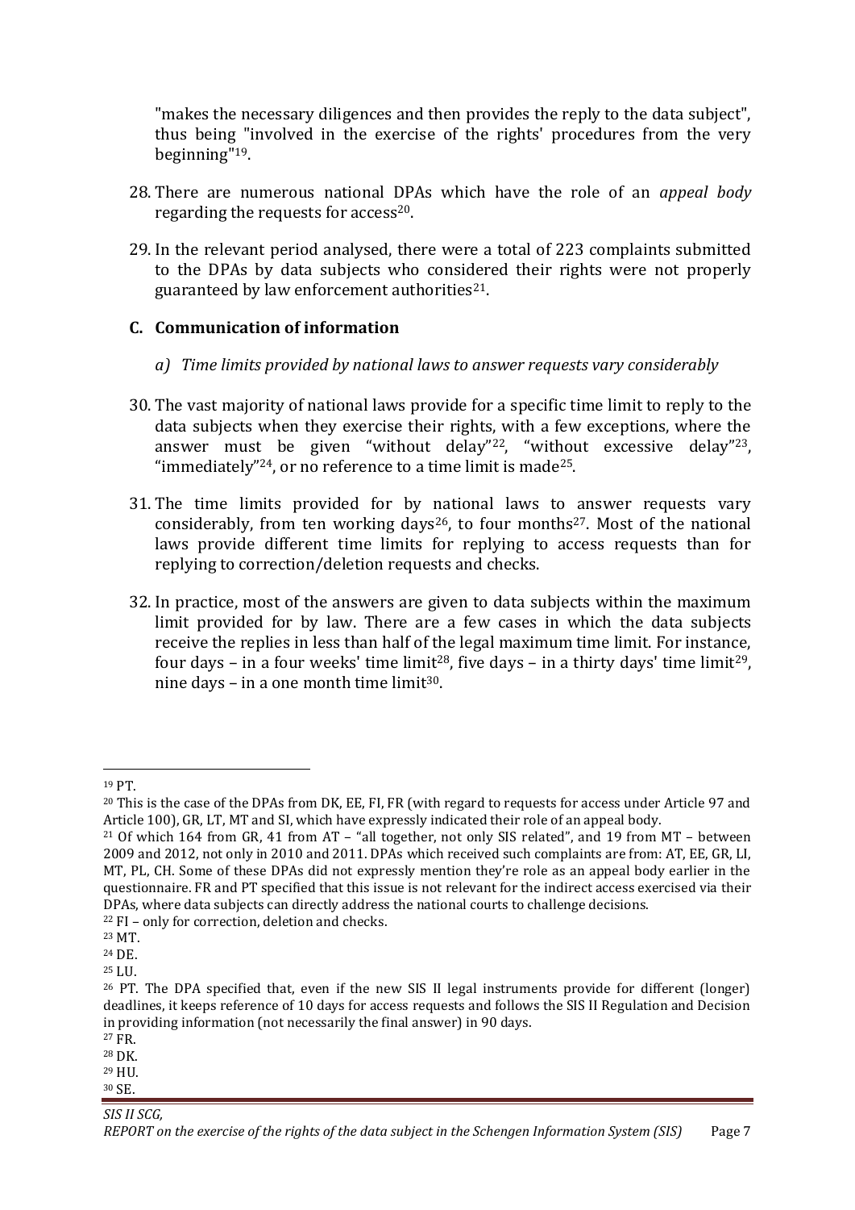"makes the necessary diligences and then provides the reply to the data subject", thus being "involved in the exercise of the rights' procedures from the very beginning"[19].

28. There are numerous national DPAs which have the role of an *appeal body* regarding the requests for access[20].

29. In the relevant period analysed, there were a total of 223 complaints submitted to the DPAs by data subjects who considered their rights were not properly guaranteed by law enforcement authorities[21].

### C. Communication of information

*a) Time limits provided by national laws to answer requests vary considerably*

30. The vast majority of national laws provide for a specific time limit to reply to the data subjects when they exercise their rights, with a few exceptions, where the answer must be given "without delay"[22], "without excessive delay"[23], "immediately"[24], or no reference to a time limit is made[25].

31. The time limits provided for by national laws to answer requests vary considerably, from ten working days[26], to four months[27]. Most of the national laws provide different time limits for replying to access requests than for replying to correction/deletion requests and checks.

32. In practice, most of the answers are given to data subjects within the maximum limit provided for by law. There are a few cases in which the data subjects receive the replies in less than half of the legal maximum time limit. For instance, four days – in a four weeks' time limit[28], five days – in a thirty days' time limit[29], nine days – in a one month time limit[30].

---

[19] PT.

[20] This is the case of the DPAs from DK, EE, FI, FR (with regard to requests for access under Article 97 and Article 100), GR, LT, MT and SI, which have expressly indicated their role of an appeal body.

[21] Of which 164 from GR, 41 from AT – "all together, not only SIS related", and 19 from MT – between 2009 and 2012, not only in 2010 and 2011. DPAs which received such complaints are from: AT, EE, GR, LI, MT, PL, CH. Some of these DPAs did not expressly mention they're role as an appeal body earlier in the questionnaire. FR and PT specified that this issue is not relevant for the indirect access exercised via their DPAs, where data subjects can directly address the national courts to challenge decisions.

[22] FI – only for correction, deletion and checks.

[23] MT.

[24] DE.

[25] LU.

[26] PT. The DPA specified that, even if the new SIS II legal instruments provide for different (longer) deadlines, it keeps reference of 10 days for access requests and follows the SIS II Regulation and Decision in providing information (not necessarily the final answer) in 90 days.

[27] FR.

[28] DK.

[29] HU.

[30] SE.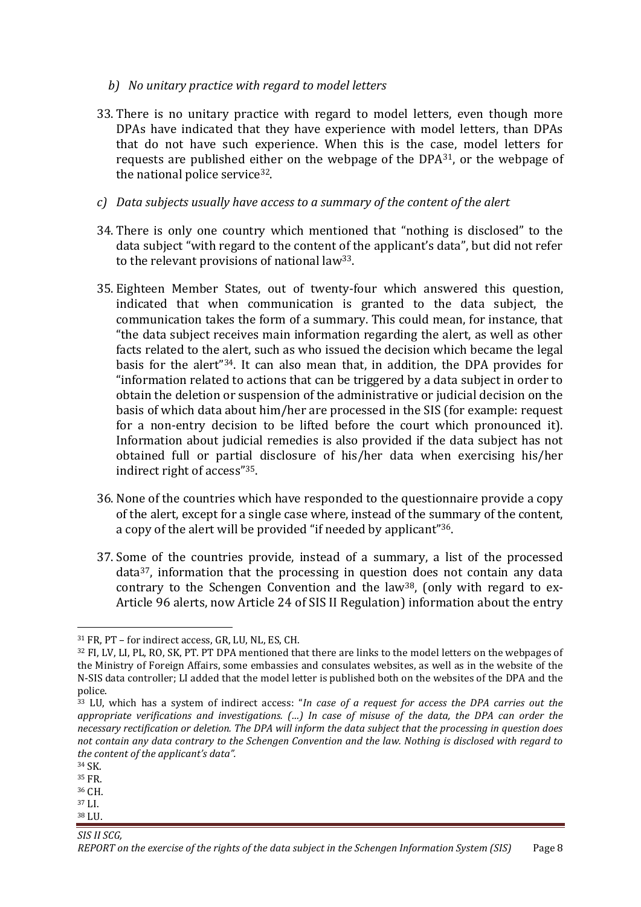*b) No unitary practice with regard to model letters*

33. There is no unitary practice with regard to model letters, even though more DPAs have indicated that they have experience with model letters, than DPAs that do not have such experience. When this is the case, model letters for requests are published either on the webpage of the DPA[31], or the webpage of the national police service[32].

*c) Data subjects usually have access to a summary of the content of the alert*

34. There is only one country which mentioned that "nothing is disclosed" to the data subject "with regard to the content of the applicant's data", but did not refer to the relevant provisions of national law[33].

35. Eighteen Member States, out of twenty-four which answered this question, indicated that when communication is granted to the data subject, the communication takes the form of a summary. This could mean, for instance, that "the data subject receives main information regarding the alert, as well as other facts related to the alert, such as who issued the decision which became the legal basis for the alert"[34]. It can also mean that, in addition, the DPA provides for "information related to actions that can be triggered by a data subject in order to obtain the deletion or suspension of the administrative or judicial decision on the basis of which data about him/her are processed in the SIS (for example: request for a non-entry decision to be lifted before the court which pronounced it). Information about judicial remedies is also provided if the data subject has not obtained full or partial disclosure of his/her data when exercising his/her indirect right of access"[35].

36. None of the countries which have responded to the questionnaire provide a copy of the alert, except for a single case where, instead of the summary of the content, a copy of the alert will be provided "if needed by applicant"[36].

37. Some of the countries provide, instead of a summary, a list of the processed data[37], information that the processing in question does not contain any data contrary to the Schengen Convention and the law[38], (only with regard to ex-Article 96 alerts, now Article 24 of SIS II Regulation) information about the entry

---

[31] FR, PT – for indirect access, GR, LU, NL, ES, CH.

[32] FI, LV, LI, PL, RO, SK, PT. PT DPA mentioned that there are links to the model letters on the webpages of the Ministry of Foreign Affairs, some embassies and consulates websites, as well as in the website of the N-SIS data controller; LI added that the model letter is published both on the websites of the DPA and the police.

[33] LU, which has a system of indirect access: "*In case of a request for access the DPA carries out the appropriate verifications and investigations. (…) In case of misuse of the data, the DPA can order the necessary rectification or deletion. The DPA will inform the data subject that the processing in question does not contain any data contrary to the Schengen Convention and the law. Nothing is disclosed with regard to the content of the applicant's data".*

[34] SK.

[35] FR.

[36] CH.

[37] LI.

[38] LU.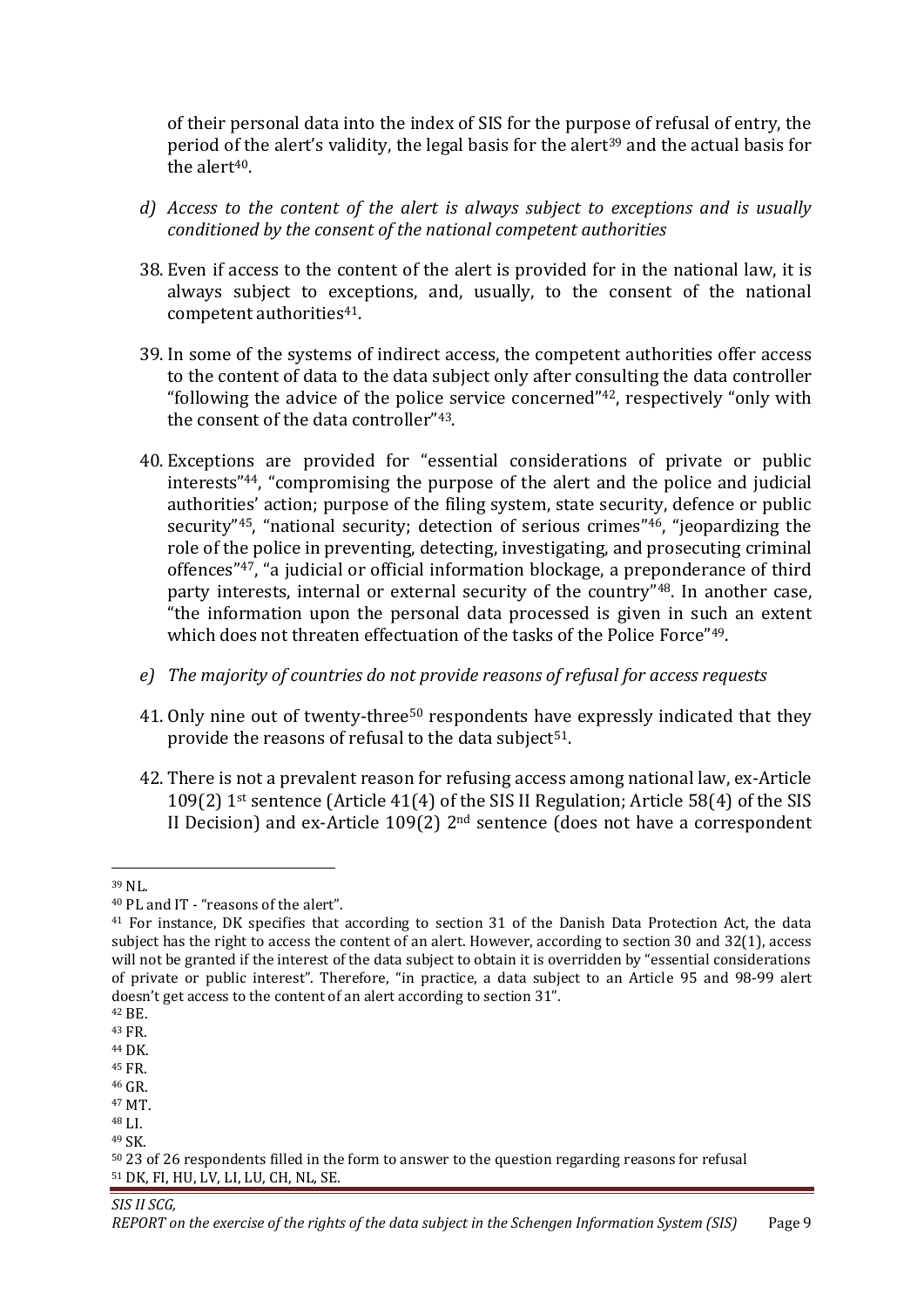of their personal data into the index of SIS for the purpose of refusal of entry, the period of the alert's validity, the legal basis for the alert[39] and the actual basis for the alert[40].

*d) Access to the content of the alert is always subject to exceptions and is usually conditioned by the consent of the national competent authorities*

38. Even if access to the content of the alert is provided for in the national law, it is always subject to exceptions, and, usually, to the consent of the national competent authorities[41].

39. In some of the systems of indirect access, the competent authorities offer access to the content of data to the data subject only after consulting the data controller "following the advice of the police service concerned"[42], respectively "only with the consent of the data controller"[43].

40. Exceptions are provided for "essential considerations of private or public interests"[44], "compromising the purpose of the alert and the police and judicial authorities' action; purpose of the filing system, state security, defence or public security"[45], "national security; detection of serious crimes"[46], "jeopardizing the role of the police in preventing, detecting, investigating, and prosecuting criminal offences"[47], "a judicial or official information blockage, a preponderance of third party interests, internal or external security of the country"[48]. In another case, "the information upon the personal data processed is given in such an extent which does not threaten effectuation of the tasks of the Police Force"[49].

*e) The majority of countries do not provide reasons of refusal for access requests*

41. Only nine out of twenty-three[50] respondents have expressly indicated that they provide the reasons of refusal to the data subject[51].

42. There is not a prevalent reason for refusing access among national law, ex-Article 109(2) 1st sentence (Article 41(4) of the SIS II Regulation; Article 58(4) of the SIS II Decision) and ex-Article 109(2) 2nd sentence (does not have a correspondent

---

[39] NL.

[40] PL and IT - "reasons of the alert".

[41] For instance, DK specifies that according to section 31 of the Danish Data Protection Act, the data subject has the right to access the content of an alert. However, according to section 30 and 32(1), access will not be granted if the interest of the data subject to obtain it is overridden by "essential considerations of private or public interest". Therefore, "in practice, a data subject to an Article 95 and 98-99 alert doesn't get access to the content of an alert according to section 31".

[42] BE.

[43] FR.

[44] DK.

[45] FR.

[46] GR.

[47] MT.

[48] LI.

[49] SK.

[50] 23 of 26 respondents filled in the form to answer to the question regarding reasons for refusal

[51] DK, FI, HU, LV, LI, LU, CH, NL, SE.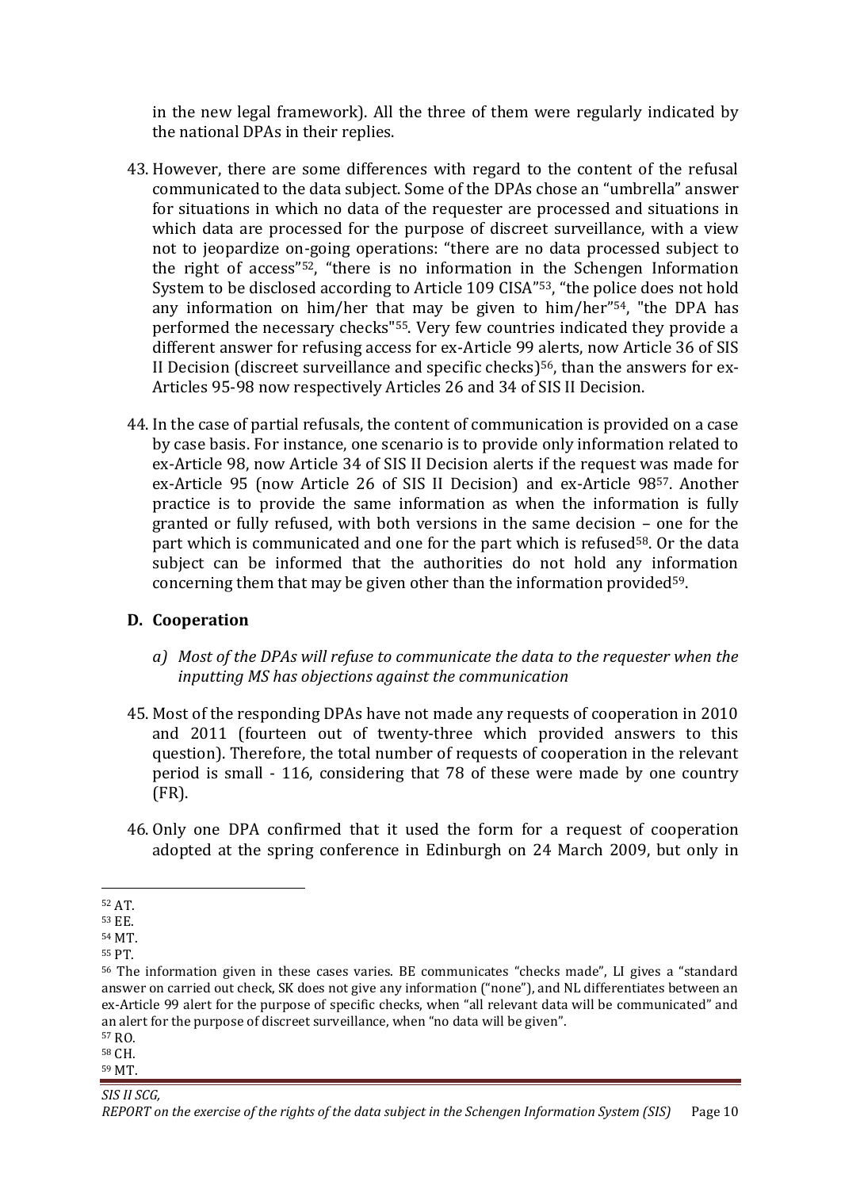in the new legal framework). All the three of them were regularly indicated by the national DPAs in their replies.

43. However, there are some differences with regard to the content of the refusal communicated to the data subject. Some of the DPAs chose an "umbrella" answer for situations in which no data of the requester are processed and situations in which data are processed for the purpose of discreet surveillance, with a view not to jeopardize on-going operations: "there are no data processed subject to the right of access"[52], "there is no information in the Schengen Information System to be disclosed according to Article 109 CISA"[53], "the police does not hold any information on him/her that may be given to him/her"[54], "the DPA has performed the necessary checks"[55]. Very few countries indicated they provide a different answer for refusing access for ex-Article 99 alerts, now Article 36 of SIS II Decision (discreet surveillance and specific checks)[56], than the answers for ex-Articles 95-98 now respectively Articles 26 and 34 of SIS II Decision.

44. In the case of partial refusals, the content of communication is provided on a case by case basis. For instance, one scenario is to provide only information related to ex-Article 98, now Article 34 of SIS II Decision alerts if the request was made for ex-Article 95 (now Article 26 of SIS II Decision) and ex-Article 98[57]. Another practice is to provide the same information as when the information is fully granted or fully refused, with both versions in the same decision – one for the part which is communicated and one for the part which is refused[58]. Or the data subject can be informed that the authorities do not hold any information concerning them that may be given other than the information provided[59].

## D. Cooperation

*a) Most of the DPAs will refuse to communicate the data to the requester when the inputting MS has objections against the communication*

45. Most of the responding DPAs have not made any requests of cooperation in 2010 and 2011 (fourteen out of twenty-three which provided answers to this question). Therefore, the total number of requests of cooperation in the relevant period is small - 116, considering that 78 of these were made by one country (FR).

46. Only one DPA confirmed that it used the form for a request of cooperation adopted at the spring conference in Edinburgh on 24 March 2009, but only in

---

[52] AT.

[53] EE.

[54] MT.

[55] PT.

[56] The information given in these cases varies. BE communicates "checks made", LI gives a "standard answer on carried out check, SK does not give any information ("none"), and NL differentiates between an ex-Article 99 alert for the purpose of specific checks, when "all relevant data will be communicated" and an alert for the purpose of discreet surveillance, when "no data will be given".

[57] RO.

[58] CH.

[59] MT.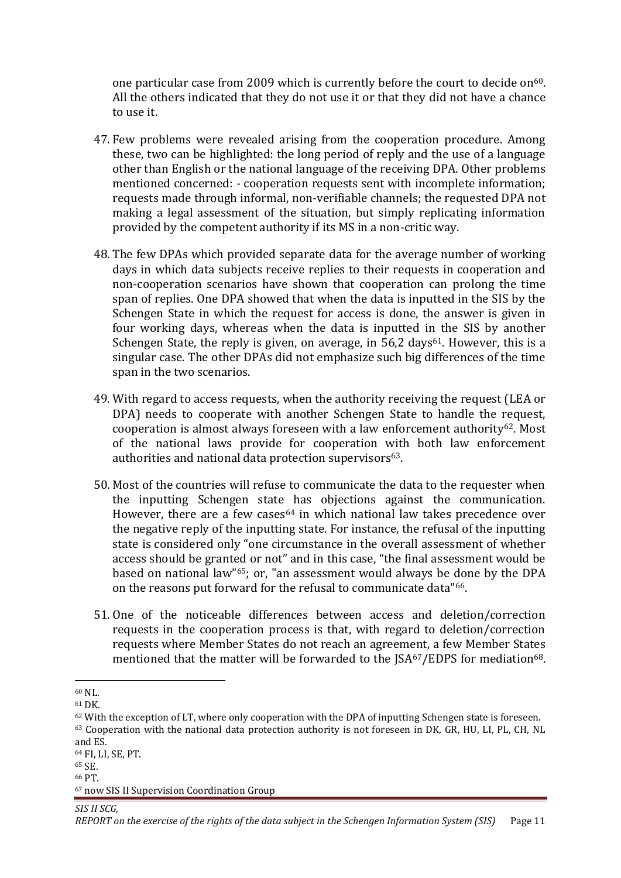one particular case from 2009 which is currently before the court to decide on[60]. All the others indicated that they do not use it or that they did not have a chance to use it.

47. Few problems were revealed arising from the cooperation procedure. Among these, two can be highlighted: the long period of reply and the use of a language other than English or the national language of the receiving DPA. Other problems mentioned concerned: - cooperation requests sent with incomplete information; requests made through informal, non-verifiable channels; the requested DPA not making a legal assessment of the situation, but simply replicating information provided by the competent authority if its MS in a non-critic way.

48. The few DPAs which provided separate data for the average number of working days in which data subjects receive replies to their requests in cooperation and non-cooperation scenarios have shown that cooperation can prolong the time span of replies. One DPA showed that when the data is inputted in the SIS by the Schengen State in which the request for access is done, the answer is given in four working days, whereas when the data is inputted in the SIS by another Schengen State, the reply is given, on average, in 56,2 days[61]. However, this is a singular case. The other DPAs did not emphasize such big differences of the time span in the two scenarios.

49. With regard to access requests, when the authority receiving the request (LEA or DPA) needs to cooperate with another Schengen State to handle the request, cooperation is almost always foreseen with a law enforcement authority[62]. Most of the national laws provide for cooperation with both law enforcement authorities and national data protection supervisors[63].

50. Most of the countries will refuse to communicate the data to the requester when the inputting Schengen state has objections against the communication. However, there are a few cases[64] in which national law takes precedence over the negative reply of the inputting state. For instance, the refusal of the inputting state is considered only "one circumstance in the overall assessment of whether access should be granted or not" and in this case, "the final assessment would be based on national law"[65]; or, "an assessment would always be done by the DPA on the reasons put forward for the refusal to communicate data"[66].

51. One of the noticeable differences between access and deletion/correction requests in the cooperation process is that, with regard to deletion/correction requests where Member States do not reach an agreement, a few Member States mentioned that the matter will be forwarded to the JSA[67]/EDPS for mediation[68].

---

[60] NL.

[61] DK.

[62] With the exception of LT, where only cooperation with the DPA of inputting Schengen state is foreseen.

[63] Cooperation with the national data protection authority is not foreseen in DK, GR, HU, LI, PL, CH, NL and ES.

[64] FI, LI, SE, PT.

[65] SE.

[66] PT.

[67] now SIS II Supervision Coordination Group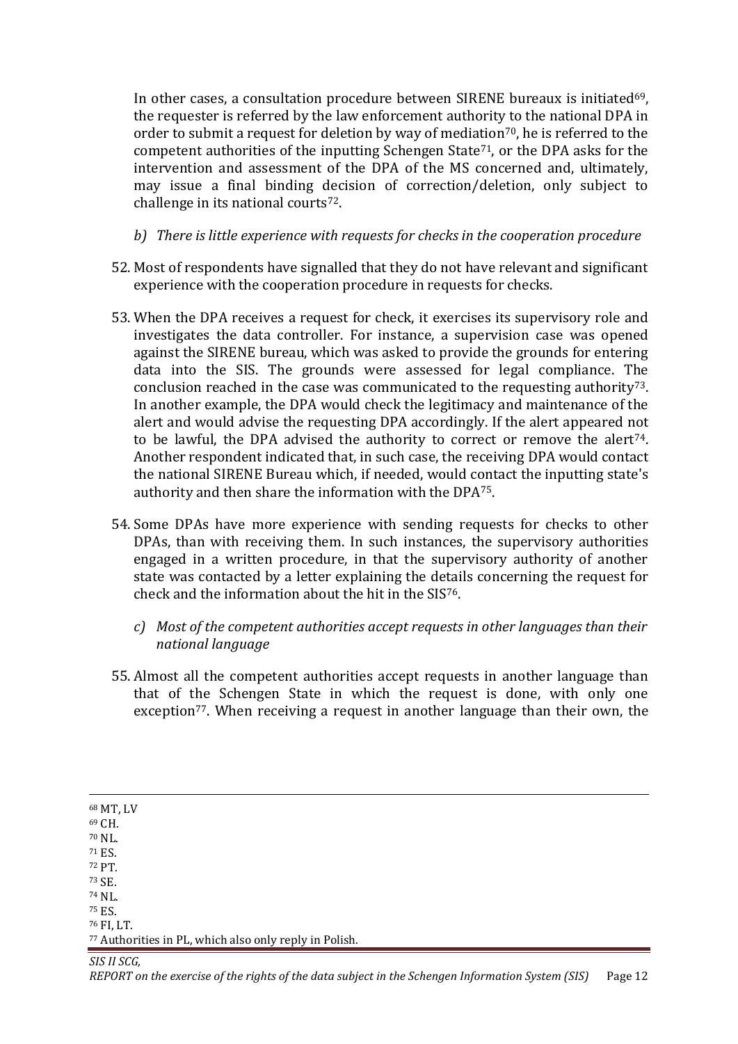In other cases, a consultation procedure between SIRENE bureaux is initiated[69], the requester is referred by the law enforcement authority to the national DPA in order to submit a request for deletion by way of mediation[70], he is referred to the competent authorities of the inputting Schengen State[71], or the DPA asks for the intervention and assessment of the DPA of the MS concerned and, ultimately, may issue a final binding decision of correction/deletion, only subject to challenge in its national courts[72].

*b) There is little experience with requests for checks in the cooperation procedure*

52. Most of respondents have signalled that they do not have relevant and significant experience with the cooperation procedure in requests for checks.

53. When the DPA receives a request for check, it exercises its supervisory role and investigates the data controller. For instance, a supervision case was opened against the SIRENE bureau, which was asked to provide the grounds for entering data into the SIS. The grounds were assessed for legal compliance. The conclusion reached in the case was communicated to the requesting authority[73]. In another example, the DPA would check the legitimacy and maintenance of the alert and would advise the requesting DPA accordingly. If the alert appeared not to be lawful, the DPA advised the authority to correct or remove the alert[74]. Another respondent indicated that, in such case, the receiving DPA would contact the national SIRENE Bureau which, if needed, would contact the inputting state's authority and then share the information with the DPA[75].

54. Some DPAs have more experience with sending requests for checks to other DPAs, than with receiving them. In such instances, the supervisory authorities engaged in a written procedure, in that the supervisory authority of another state was contacted by a letter explaining the details concerning the request for check and the information about the hit in the SIS[76].

*c) Most of the competent authorities accept requests in other languages than their national language*

55. Almost all the competent authorities accept requests in another language than that of the Schengen State in which the request is done, with only one exception[77]. When receiving a request in another language than their own, the

[68] MT, LV
[69] CH.
[70] NL.
[71] ES.
[72] PT.
[73] SE.
[74] NL.
[75] ES.
[76] FI, LT.
[77] Authorities in PL, which also only reply in Polish.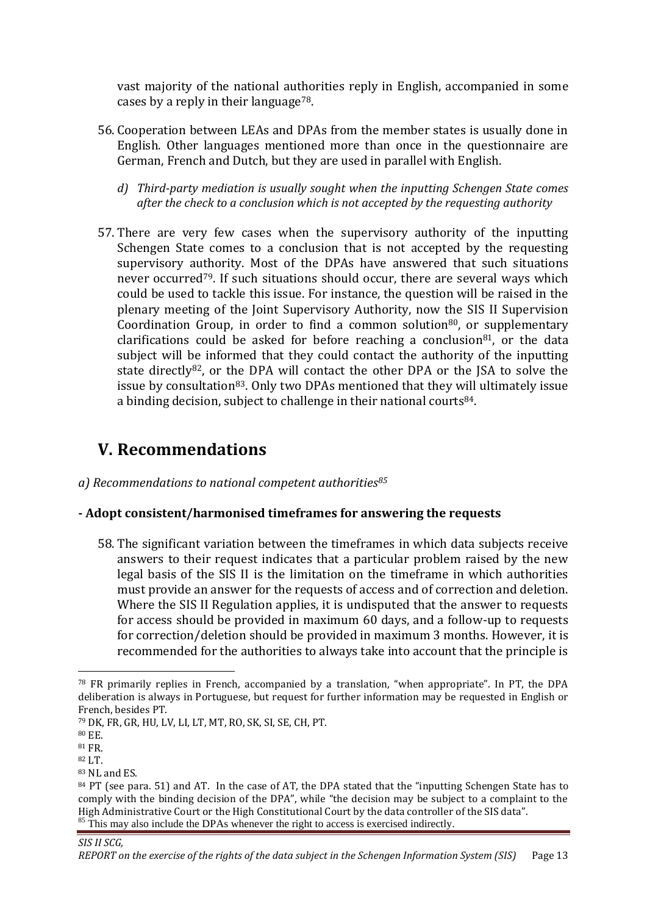vast majority of the national authorities reply in English, accompanied in some cases by a reply in their language[78].

56. Cooperation between LEAs and DPAs from the member states is usually done in English. Other languages mentioned more than once in the questionnaire are German, French and Dutch, but they are used in parallel with English.

*d) Third-party mediation is usually sought when the inputting Schengen State comes after the check to a conclusion which is not accepted by the requesting authority*

57. There are very few cases when the supervisory authority of the inputting Schengen State comes to a conclusion that is not accepted by the requesting supervisory authority. Most of the DPAs have answered that such situations never occurred[79]. If such situations should occur, there are several ways which could be used to tackle this issue. For instance, the question will be raised in the plenary meeting of the Joint Supervisory Authority, now the SIS II Supervision Coordination Group, in order to find a common solution[80], or supplementary clarifications could be asked for before reaching a conclusion[81], or the data subject will be informed that they could contact the authority of the inputting state directly[82], or the DPA will contact the other DPA or the JSA to solve the issue by consultation[83]. Only two DPAs mentioned that they will ultimately issue a binding decision, subject to challenge in their national courts[84].

# V. Recommendations

*a) Recommendations to national competent authorities[85]*

**- Adopt consistent/harmonised timeframes for answering the requests**

58. The significant variation between the timeframes in which data subjects receive answers to their request indicates that a particular problem raised by the new legal basis of the SIS II is the limitation on the timeframe in which authorities must provide an answer for the requests of access and of correction and deletion. Where the SIS II Regulation applies, it is undisputed that the answer to requests for access should be provided in maximum 60 days, and a follow-up to requests for correction/deletion should be provided in maximum 3 months. However, it is recommended for the authorities to always take into account that the principle is

---

[78] FR primarily replies in French, accompanied by a translation, "when appropriate". In PT, the DPA deliberation is always in Portuguese, but request for further information may be requested in English or French, besides PT.

[79] DK, FR, GR, HU, LV, LI, LT, MT, RO, SK, SI, SE, CH, PT.

[80] EE.

[81] FR.

[82] LT.

[83] NL and ES.

[84] PT (see para. 51) and AT. In the case of AT, the DPA stated that the "inputting Schengen State has to comply with the binding decision of the DPA", while "the decision may be subject to a complaint to the High Administrative Court or the High Constitutional Court by the data controller of the SIS data".

[85] This may also include the DPAs whenever the right to access is exercised indirectly.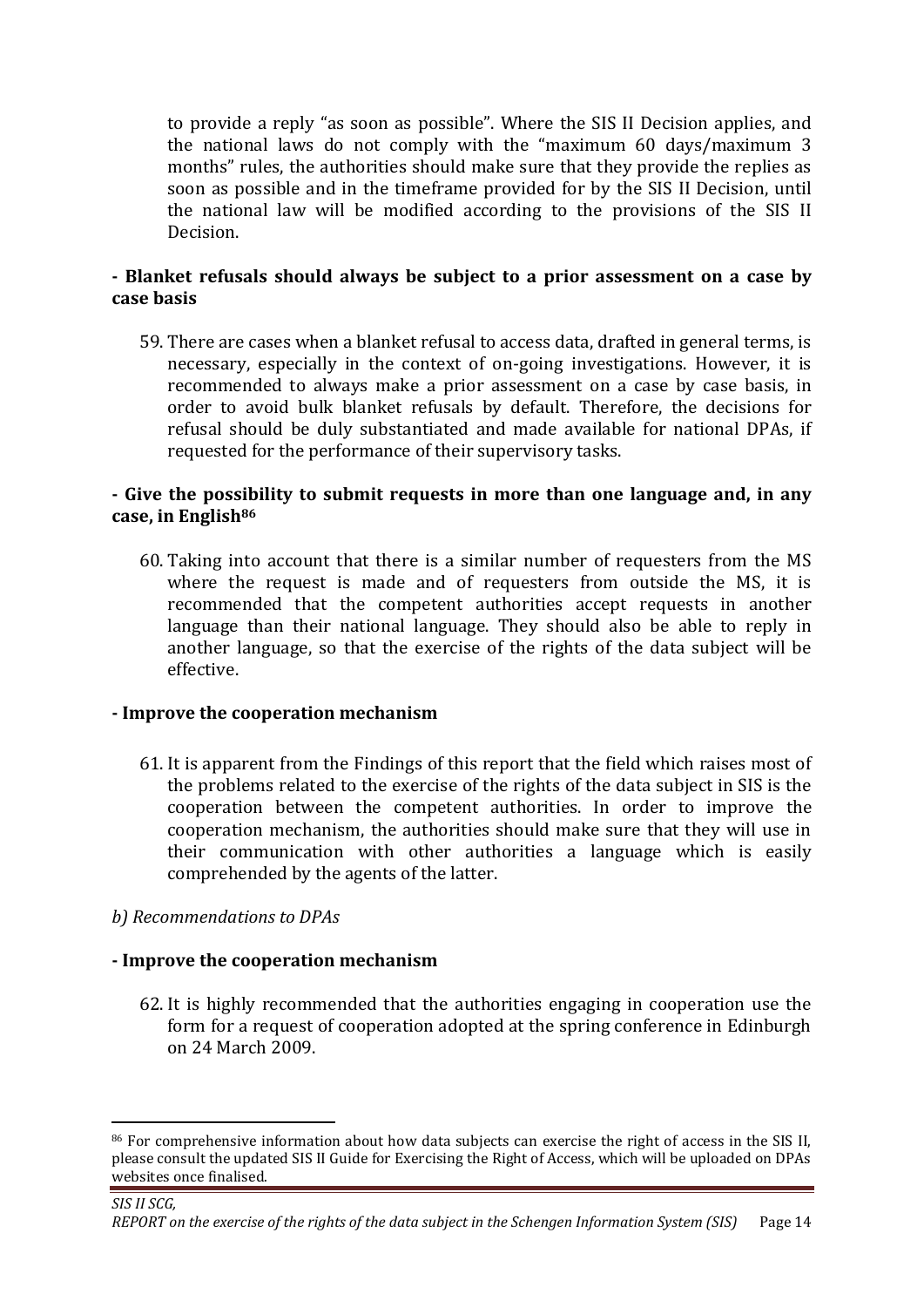to provide a reply "as soon as possible". Where the SIS II Decision applies, and the national laws do not comply with the "maximum 60 days/maximum 3 months" rules, the authorities should make sure that they provide the replies as soon as possible and in the timeframe provided for by the SIS II Decision, until the national law will be modified according to the provisions of the SIS II Decision.

**- Blanket refusals should always be subject to a prior assessment on a case by case basis**

59. There are cases when a blanket refusal to access data, drafted in general terms, is necessary, especially in the context of on-going investigations. However, it is recommended to always make a prior assessment on a case by case basis, in order to avoid bulk blanket refusals by default. Therefore, the decisions for refusal should be duly substantiated and made available for national DPAs, if requested for the performance of their supervisory tasks.

**- Give the possibility to submit requests in more than one language and, in any case, in English[86]**

60. Taking into account that there is a similar number of requesters from the MS where the request is made and of requesters from outside the MS, it is recommended that the competent authorities accept requests in another language than their national language. They should also be able to reply in another language, so that the exercise of the rights of the data subject will be effective.

**- Improve the cooperation mechanism**

61. It is apparent from the Findings of this report that the field which raises most of the problems related to the exercise of the rights of the data subject in SIS is the cooperation between the competent authorities. In order to improve the cooperation mechanism, the authorities should make sure that they will use in their communication with other authorities a language which is easily comprehended by the agents of the latter.

*b) Recommendations to DPAs*

**- Improve the cooperation mechanism**

62. It is highly recommended that the authorities engaging in cooperation use the form for a request of cooperation adopted at the spring conference in Edinburgh on 24 March 2009.

---

[86] For comprehensive information about how data subjects can exercise the right of access in the SIS II, please consult the updated SIS II Guide for Exercising the Right of Access, which will be uploaded on DPAs websites once finalised.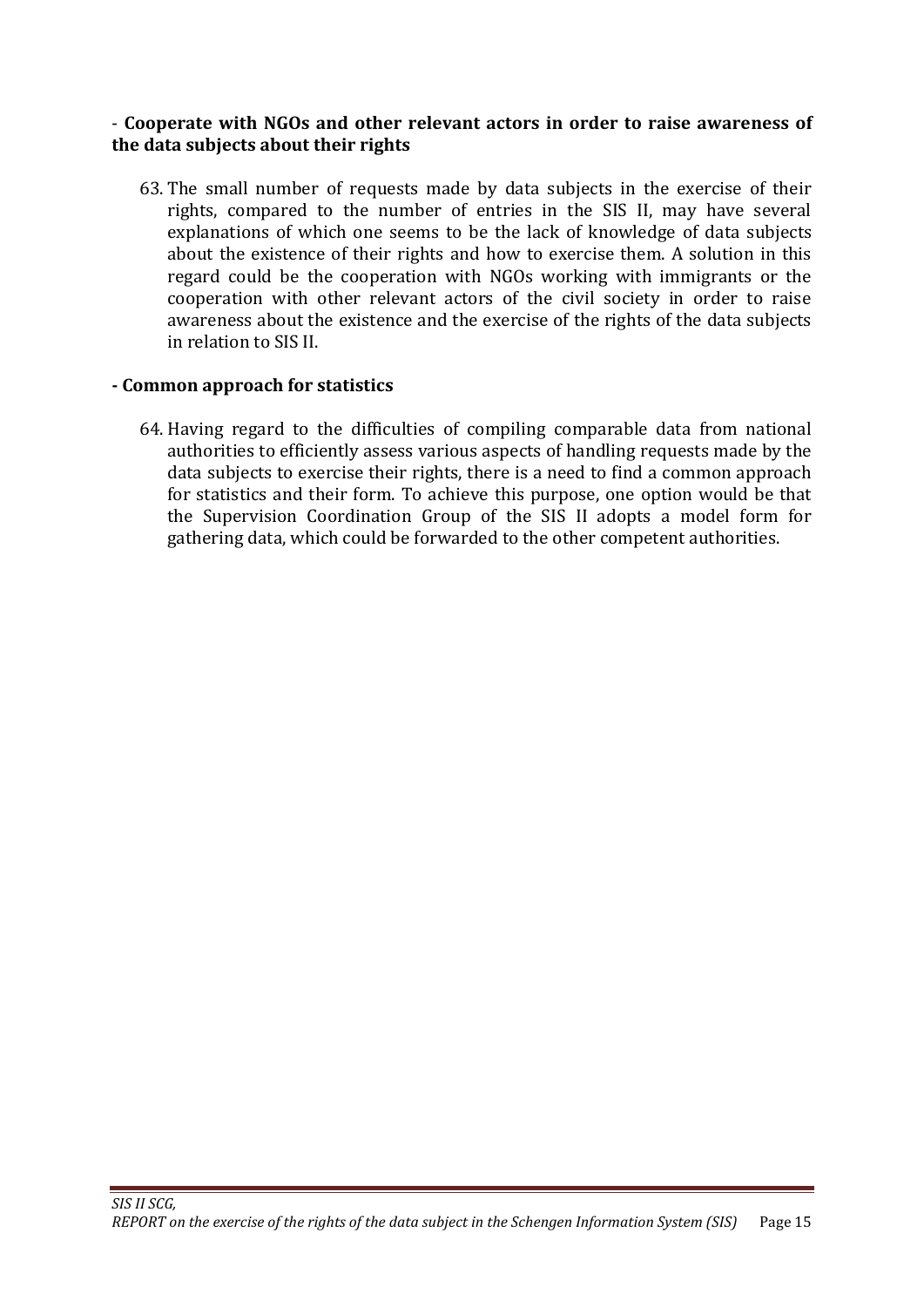- **Cooperate with NGOs and other relevant actors in order to raise awareness of the data subjects about their rights**

63. The small number of requests made by data subjects in the exercise of their rights, compared to the number of entries in the SIS II, may have several explanations of which one seems to be the lack of knowledge of data subjects about the existence of their rights and how to exercise them. A solution in this regard could be the cooperation with NGOs working with immigrants or the cooperation with other relevant actors of the civil society in order to raise awareness about the existence and the exercise of the rights of the data subjects in relation to SIS II.

**- Common approach for statistics**

64. Having regard to the difficulties of compiling comparable data from national authorities to efficiently assess various aspects of handling requests made by the data subjects to exercise their rights, there is a need to find a common approach for statistics and their form. To achieve this purpose, one option would be that the Supervision Coordination Group of the SIS II adopts a model form for gathering data, which could be forwarded to the other competent authorities.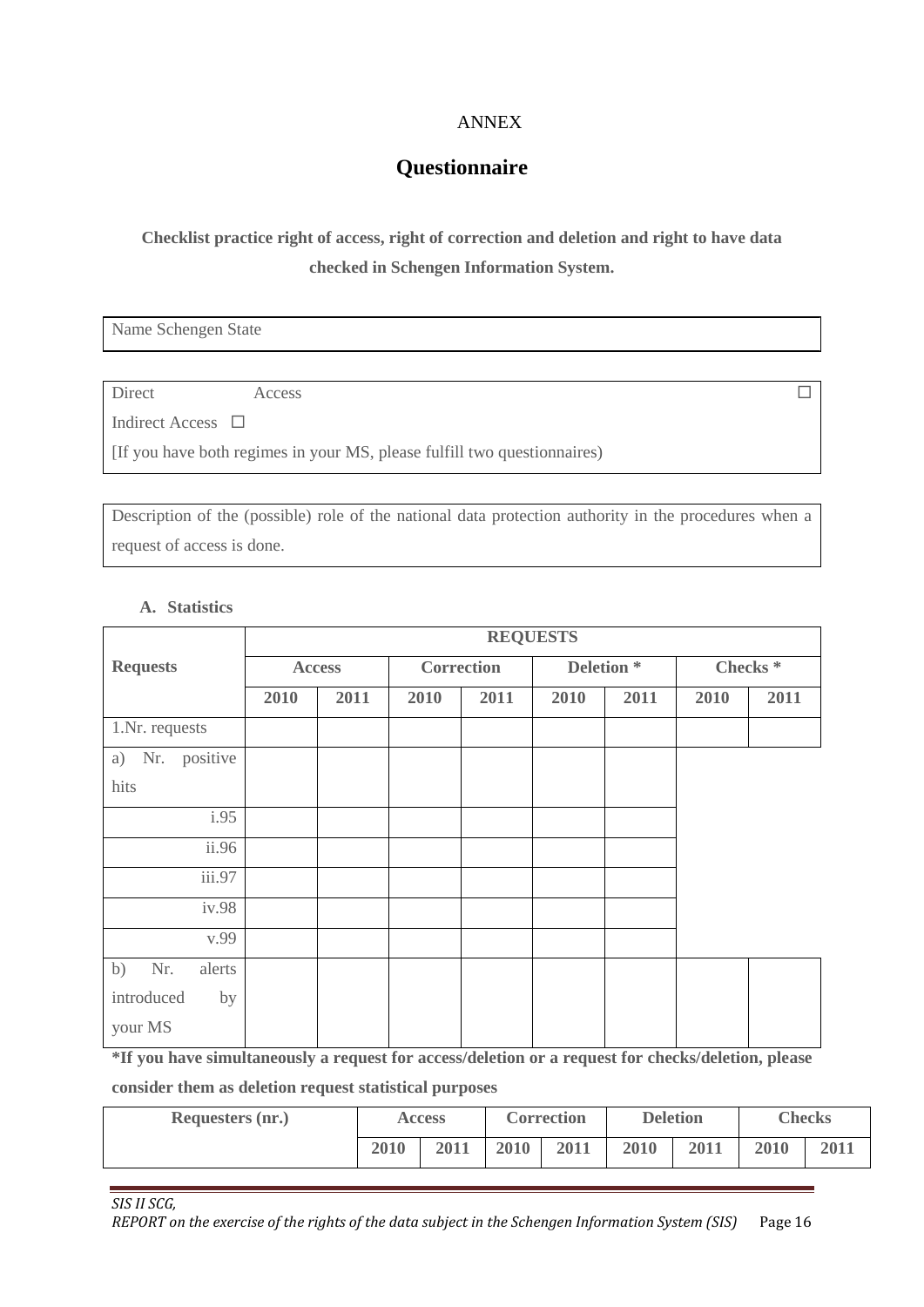ANNEX

# Questionnaire

**Checklist practice right of access, right of correction and deletion and right to have data checked in Schengen Information System.**

| Name Schengen State |
|---|

| Direct Access ☐ |
|---|
| Indirect Access ☐ |
| [If you have both regimes in your MS, please fulfill two questionnaires) |

| Description of the (possible) role of the national data protection authority in the procedures when a request of access is done. |
|---|

**A. Statistics**

| Requests | REQUESTS | | | | | | | |
|---|---|---|---|---|---|---|---|---|
| | **Access** | | **Correction** | | **Deletion \*** | | **Checks \*** | |
| | **2010** | **2011** | **2010** | **2011** | **2010** | **2011** | **2010** | **2011** |
| 1.Nr. requests | | | | | | | | |
| a) Nr. positive hits | | | | | | | | |
| i.95 | | | | | | | | |
| ii.96 | | | | | | | | |
| iii.97 | | | | | | | | |
| iv.98 | | | | | | | | |
| v.99 | | | | | | | | |
| b) Nr. alerts introduced by your MS | | | | | | | | |

**\*If you have simultaneously a request for access/deletion or a request for checks/deletion, please consider them as deletion request statistical purposes**

| Requesters (nr.) | Access | | Correction | | Deletion | | Checks | |
|---|---|---|---|---|---|---|---|---|
| | **2010** | **2011** | **2010** | **2011** | **2010** | **2011** | **2010** | **2011** |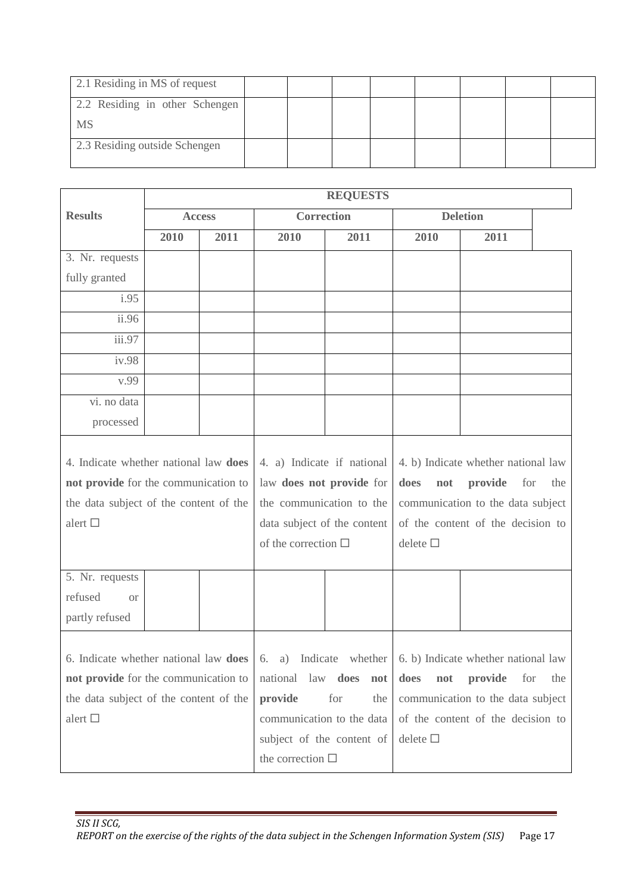| | | | | | | | | |
|---|---|---|---|---|---|---|---|---|
| 2.1 Residing in MS of request | | | | | | | | |
| 2.2 Residing in other Schengen MS | | | | | | | | |
| 2.3 Residing outside Schengen | | | | | | | | |

| Results | REQUESTS | | | | | |
|---|---|---|---|---|---|---|
| | Access | | Correction | | Deletion | |
| | 2010 | 2011 | 2010 | 2011 | 2010 | 2011 |
| 3. Nr. requests fully granted | | | | | | |
| i.95 | | | | | | |
| ii.96 | | | | | | |
| iii.97 | | | | | | |
| iv.98 | | | | | | |
| v.99 | | | | | | |
| vi. no data processed | | | | | | |
| 4. Indicate whether national law **does not provide** for the communication to the data subject of the content of the alert ☐ | | | 4. a) Indicate if national law **does not provide** for the communication to the data subject of the content of the correction ☐ | | 4. b) Indicate whether national law **does not provide** for the communication to the data subject of the content of the decision to delete ☐ | |
| 5. Nr. requests refused or partly refused | | | | | | |
| 6. Indicate whether national law **does not provide** for the communication to the data subject of the content of the alert ☐ | | | 6. a) Indicate whether national law **does not provide** for the communication to the data subject of the content of the correction ☐ | | 6. b) Indicate whether national law **does not provide** for the communication to the data subject of the content of the decision to delete ☐ | |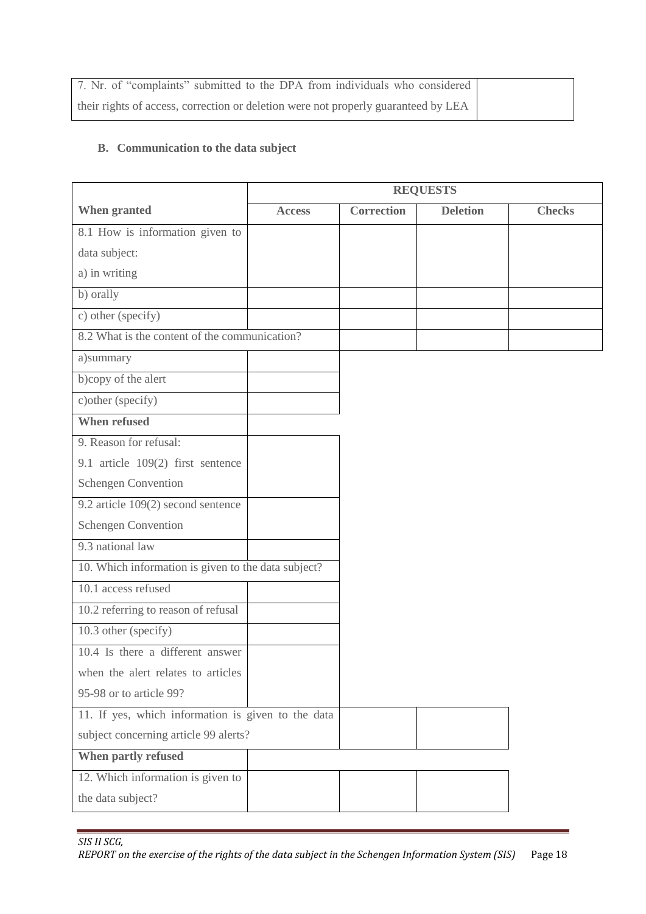| 7. Nr. of "complaints" submitted to the DPA from individuals who considered their rights of access, correction or deletion were not properly guaranteed by LEA | |
|---|---|

## B. Communication to the data subject

| | REQUESTS | | | |
|---|---|---|---|---|
| **When granted** | **Access** | **Correction** | **Deletion** | **Checks** |
| 8.1 How is information given to data subject: a) in writing | | | | |
| b) orally | | | | |
| c) other (specify) | | | | |
| 8.2 What is the content of the communication? | | | | |
| a)summary | | | | |
| b)copy of the alert | | | | |
| c)other (specify) | | | | |
| **When refused** | | | | |
| 9. Reason for refusal: 9.1 article 109(2) first sentence Schengen Convention | | | | |
| 9.2 article 109(2) second sentence Schengen Convention | | | | |
| 9.3 national law | | | | |
| 10. Which information is given to the data subject? | | | | |
| 10.1 access refused | | | | |
| 10.2 referring to reason of refusal | | | | |
| 10.3 other (specify) | | | | |
| 10.4 Is there a different answer when the alert relates to articles 95-98 or to article 99? | | | | |
| 11. If yes, which information is given to the data subject concerning article 99 alerts? | | | | |
| **When partly refused** | | | | |
| 12. Which information is given to the data subject? | | | | |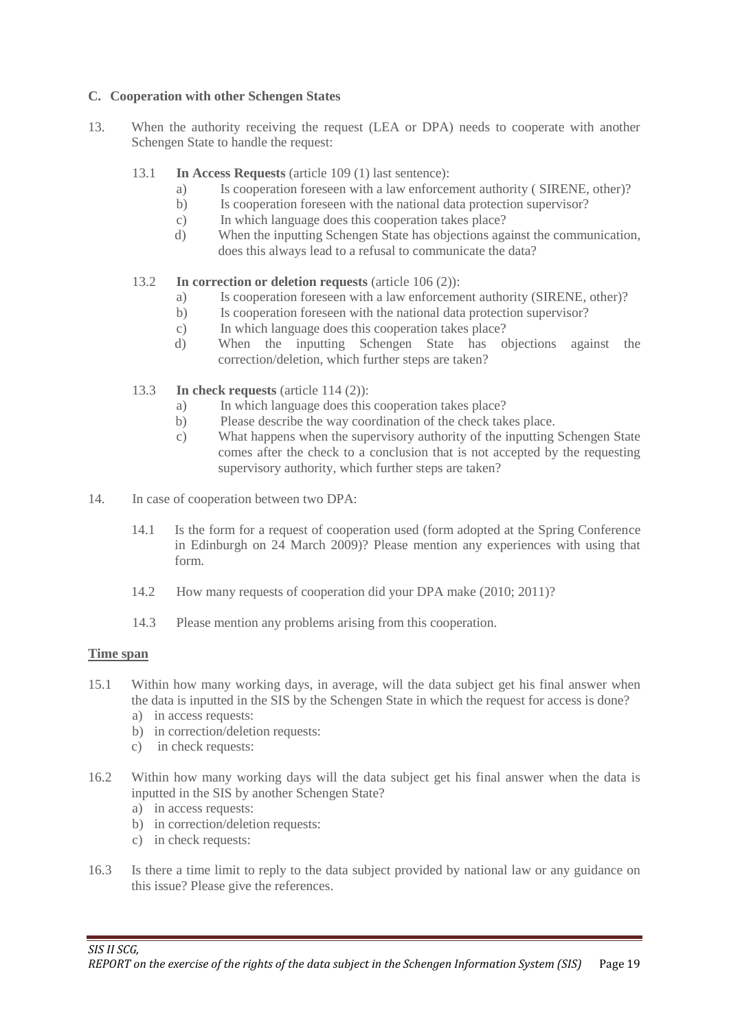### C. Cooperation with other Schengen States

13. When the authority receiving the request (LEA or DPA) needs to cooperate with another Schengen State to handle the request:

    13.1 **In Access Requests** (article 109 (1) last sentence):
    - a) Is cooperation foreseen with a law enforcement authority ( SIRENE, other)?
    - b) Is cooperation foreseen with the national data protection supervisor?
    - c) In which language does this cooperation takes place?
    - d) When the inputting Schengen State has objections against the communication, does this always lead to a refusal to communicate the data?

    13.2 **In correction or deletion requests** (article 106 (2)):
    - a) Is cooperation foreseen with a law enforcement authority (SIRENE, other)?
    - b) Is cooperation foreseen with the national data protection supervisor?
    - c) In which language does this cooperation takes place?
    - d) When the inputting Schengen State has objections against the correction/deletion, which further steps are taken?

    13.3 **In check requests** (article 114 (2)):
    - a) In which language does this cooperation takes place?
    - b) Please describe the way coordination of the check takes place.
    - c) What happens when the supervisory authority of the inputting Schengen State comes after the check to a conclusion that is not accepted by the requesting supervisory authority, which further steps are taken?

14. In case of cooperation between two DPA:

    14.1 Is the form for a request of cooperation used (form adopted at the Spring Conference in Edinburgh on 24 March 2009)? Please mention any experiences with using that form.

    14.2 How many requests of cooperation did your DPA make (2010; 2011)?

    14.3 Please mention any problems arising from this cooperation.

<u>**Time span**</u>

15.1 Within how many working days, in average, will the data subject get his final answer when the data is inputted in the SIS by the Schengen State in which the request for access is done?
- a) in access requests:
- b) in correction/deletion requests:
- c) in check requests:

16.2 Within how many working days will the data subject get his final answer when the data is inputted in the SIS by another Schengen State?
- a) in access requests:
- b) in correction/deletion requests:
- c) in check requests:

16.3 Is there a time limit to reply to the data subject provided by national law or any guidance on this issue? Please give the references.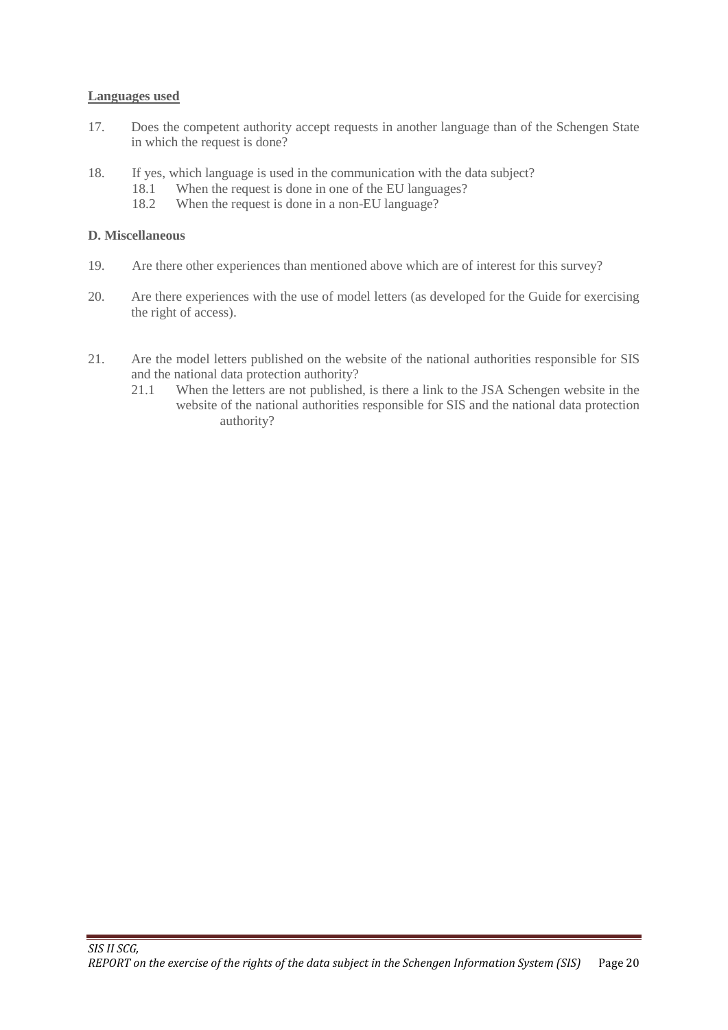**Languages used**

17. Does the competent authority accept requests in another language than of the Schengen State in which the request is done?

18. If yes, which language is used in the communication with the data subject?
    - 18.1 When the request is done in one of the EU languages?
    - 18.2 When the request is done in a non-EU language?

**D. Miscellaneous**

19. Are there other experiences than mentioned above which are of interest for this survey?

20. Are there experiences with the use of model letters (as developed for the Guide for exercising the right of access).

21. Are the model letters published on the website of the national authorities responsible for SIS and the national data protection authority?
    - 21.1 When the letters are not published, is there a link to the JSA Schengen website in the website of the national authorities responsible for SIS and the national data protection authority?